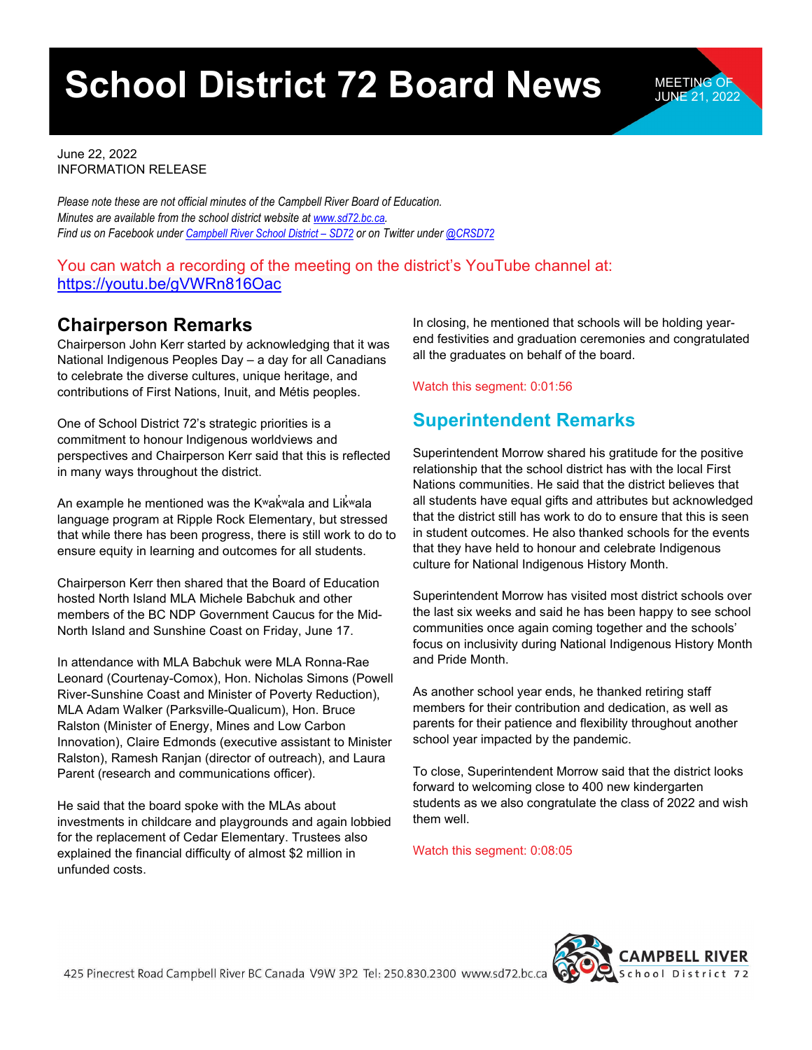# School District 72 Board News

MEETING OF JUNE 21, 2022

June 22, 2022
INFORMATION RELEASE

*Please note these are not official minutes of the Campbell River Board of Education.*
*Minutes are available from the school district website at [www.sd72.bc.ca](www.sd72.bc.ca).*
*Find us on Facebook under [Campbell River School District – SD72](#) or on Twitter under [@CRSD72](#)*

You can watch a recording of the meeting on the district's YouTube channel at:
[https://youtu.be/gVWRn816Oac](https://youtu.be/gVWRn816Oac)

## Chairperson Remarks

Chairperson John Kerr started by acknowledging that it was National Indigenous Peoples Day – a day for all Canadians to celebrate the diverse cultures, unique heritage, and contributions of First Nations, Inuit, and Métis peoples.

One of School District 72's strategic priorities is a commitment to honour Indigenous worldviews and perspectives and Chairperson Kerr said that this is reflected in many ways throughout the district.

An example he mentioned was the Kʷak̓ʷala and Lik̓ʷala language program at Ripple Rock Elementary, but stressed that while there has been progress, there is still work to do to ensure equity in learning and outcomes for all students.

Chairperson Kerr then shared that the Board of Education hosted North Island MLA Michele Babchuk and other members of the BC NDP Government Caucus for the Mid-North Island and Sunshine Coast on Friday, June 17.

In attendance with MLA Babchuk were MLA Ronna-Rae Leonard (Courtenay-Comox), Hon. Nicholas Simons (Powell River-Sunshine Coast and Minister of Poverty Reduction), MLA Adam Walker (Parksville-Qualicum), Hon. Bruce Ralston (Minister of Energy, Mines and Low Carbon Innovation), Claire Edmonds (executive assistant to Minister Ralston), Ramesh Ranjan (director of outreach), and Laura Parent (research and communications officer).

He said that the board spoke with the MLAs about investments in childcare and playgrounds and again lobbied for the replacement of Cedar Elementary. Trustees also explained the financial difficulty of almost $2 million in unfunded costs.

In closing, he mentioned that schools will be holding year-end festivities and graduation ceremonies and congratulated all the graduates on behalf of the board.

Watch this segment: 0:01:56

## Superintendent Remarks

Superintendent Morrow shared his gratitude for the positive relationship that the school district has with the local First Nations communities. He said that the district believes that all students have equal gifts and attributes but acknowledged that the district still has work to do to ensure that this is seen in student outcomes. He also thanked schools for the events that they have held to honour and celebrate Indigenous culture for National Indigenous History Month.

Superintendent Morrow has visited most district schools over the last six weeks and said he has been happy to see school communities once again coming together and the schools' focus on inclusivity during National Indigenous History Month and Pride Month.

As another school year ends, he thanked retiring staff members for their contribution and dedication, as well as parents for their patience and flexibility throughout another school year impacted by the pandemic.

To close, Superintendent Morrow said that the district looks forward to welcoming close to 400 new kindergarten students as we also congratulate the class of 2022 and wish them well.

Watch this segment: 0:08:05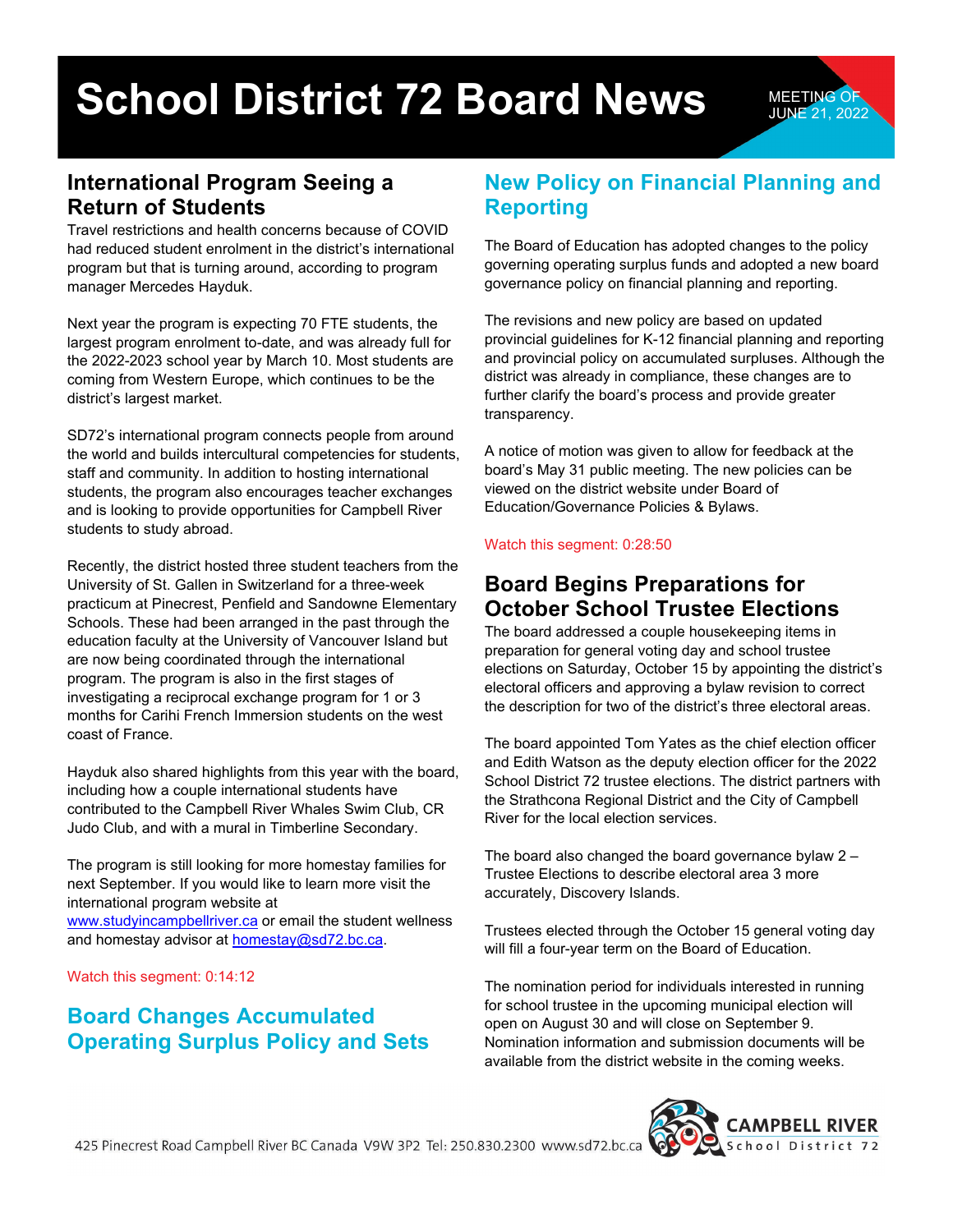# School District 72 Board News

MEETING OF JUNE 21, 2022

## International Program Seeing a Return of Students

Travel restrictions and health concerns because of COVID had reduced student enrolment in the district's international program but that is turning around, according to program manager Mercedes Hayduk.

Next year the program is expecting 70 FTE students, the largest program enrolment to-date, and was already full for the 2022-2023 school year by March 10. Most students are coming from Western Europe, which continues to be the district's largest market.

SD72's international program connects people from around the world and builds intercultural competencies for students, staff and community. In addition to hosting international students, the program also encourages teacher exchanges and is looking to provide opportunities for Campbell River students to study abroad.

Recently, the district hosted three student teachers from the University of St. Gallen in Switzerland for a three-week practicum at Pinecrest, Penfield and Sandowne Elementary Schools. These had been arranged in the past through the education faculty at the University of Vancouver Island but are now being coordinated through the international program. The program is also in the first stages of investigating a reciprocal exchange program for 1 or 3 months for Carihi French Immersion students on the west coast of France.

Hayduk also shared highlights from this year with the board, including how a couple international students have contributed to the Campbell River Whales Swim Club, CR Judo Club, and with a mural in Timberline Secondary.

The program is still looking for more homestay families for next September. If you would like to learn more visit the international program website at www.studyincampbellriver.ca or email the student wellness and homestay advisor at homestay@sd72.bc.ca.

Watch this segment: 0:14:12

## Board Changes Accumulated Operating Surplus Policy and Sets

## New Policy on Financial Planning and Reporting

The Board of Education has adopted changes to the policy governing operating surplus funds and adopted a new board governance policy on financial planning and reporting.

The revisions and new policy are based on updated provincial guidelines for K-12 financial planning and reporting and provincial policy on accumulated surpluses. Although the district was already in compliance, these changes are to further clarify the board's process and provide greater transparency.

A notice of motion was given to allow for feedback at the board's May 31 public meeting. The new policies can be viewed on the district website under Board of Education/Governance Policies & Bylaws.

Watch this segment: 0:28:50

## Board Begins Preparations for October School Trustee Elections

The board addressed a couple housekeeping items in preparation for general voting day and school trustee elections on Saturday, October 15 by appointing the district's electoral officers and approving a bylaw revision to correct the description for two of the district's three electoral areas.

The board appointed Tom Yates as the chief election officer and Edith Watson as the deputy election officer for the 2022 School District 72 trustee elections. The district partners with the Strathcona Regional District and the City of Campbell River for the local election services.

The board also changed the board governance bylaw 2 – Trustee Elections to describe electoral area 3 more accurately, Discovery Islands.

Trustees elected through the October 15 general voting day will fill a four-year term on the Board of Education.

The nomination period for individuals interested in running for school trustee in the upcoming municipal election will open on August 30 and will close on September 9. Nomination information and submission documents will be available from the district website in the coming weeks.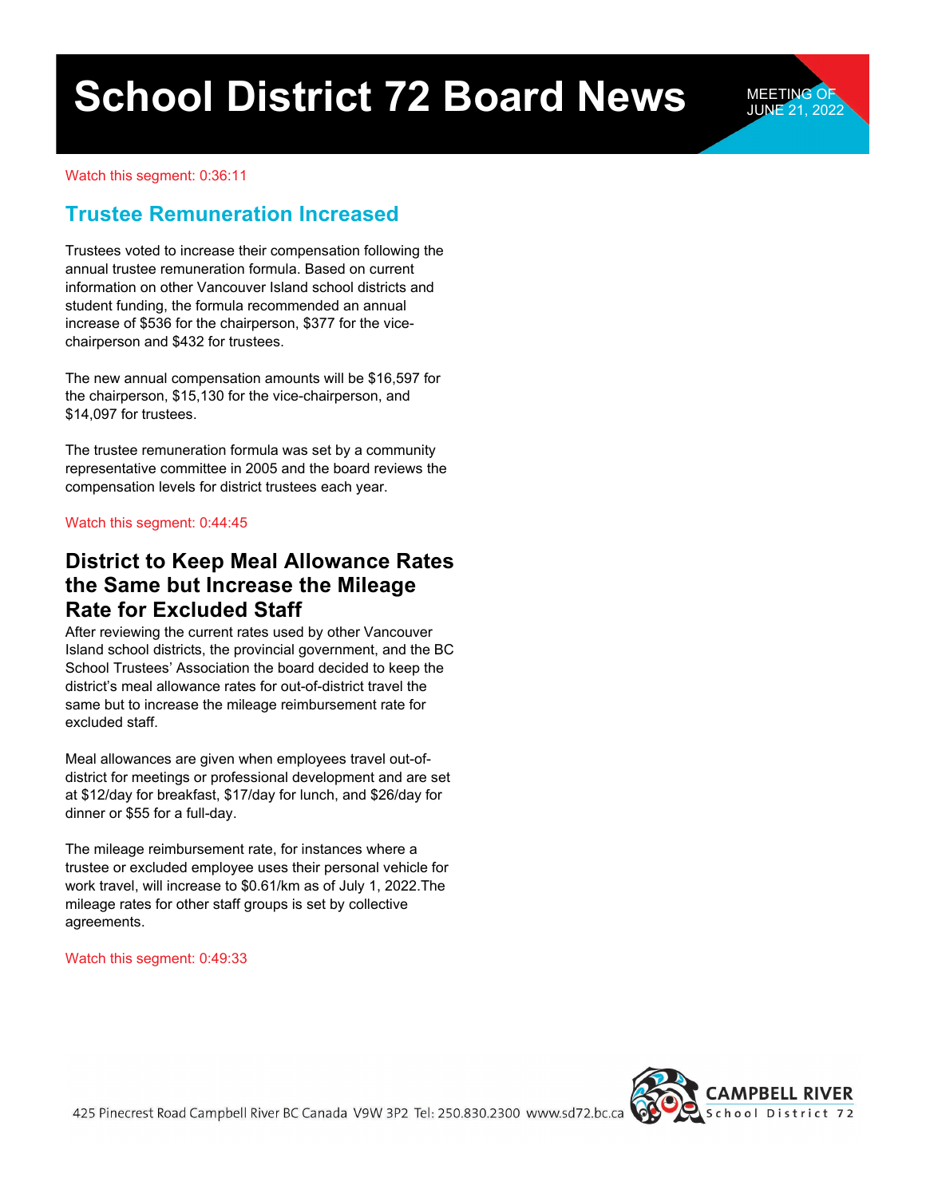# School District 72 Board News

MEETING OF JUNE 21, 2022

Watch this segment: 0:36:11

## Trustee Remuneration Increased

Trustees voted to increase their compensation following the annual trustee remuneration formula. Based on current information on other Vancouver Island school districts and student funding, the formula recommended an annual increase of $536 for the chairperson, $377 for the vice-chairperson and $432 for trustees.

The new annual compensation amounts will be $16,597 for the chairperson, $15,130 for the vice-chairperson, and $14,097 for trustees.

The trustee remuneration formula was set by a community representative committee in 2005 and the board reviews the compensation levels for district trustees each year.

Watch this segment: 0:44:45

## District to Keep Meal Allowance Rates the Same but Increase the Mileage Rate for Excluded Staff

After reviewing the current rates used by other Vancouver Island school districts, the provincial government, and the BC School Trustees' Association the board decided to keep the district's meal allowance rates for out-of-district travel the same but to increase the mileage reimbursement rate for excluded staff.

Meal allowances are given when employees travel out-of-district for meetings or professional development and are set at $12/day for breakfast, $17/day for lunch, and $26/day for dinner or $55 for a full-day.

The mileage reimbursement rate, for instances where a trustee or excluded employee uses their personal vehicle for work travel, will increase to $0.61/km as of July 1, 2022.The mileage rates for other staff groups is set by collective agreements.

Watch this segment: 0:49:33

425 Pinecrest Road Campbell River BC Canada V9W 3P2 Tel: 250.830.2300 www.sd72.bc.ca

CAMPBELL RIVER School District 72